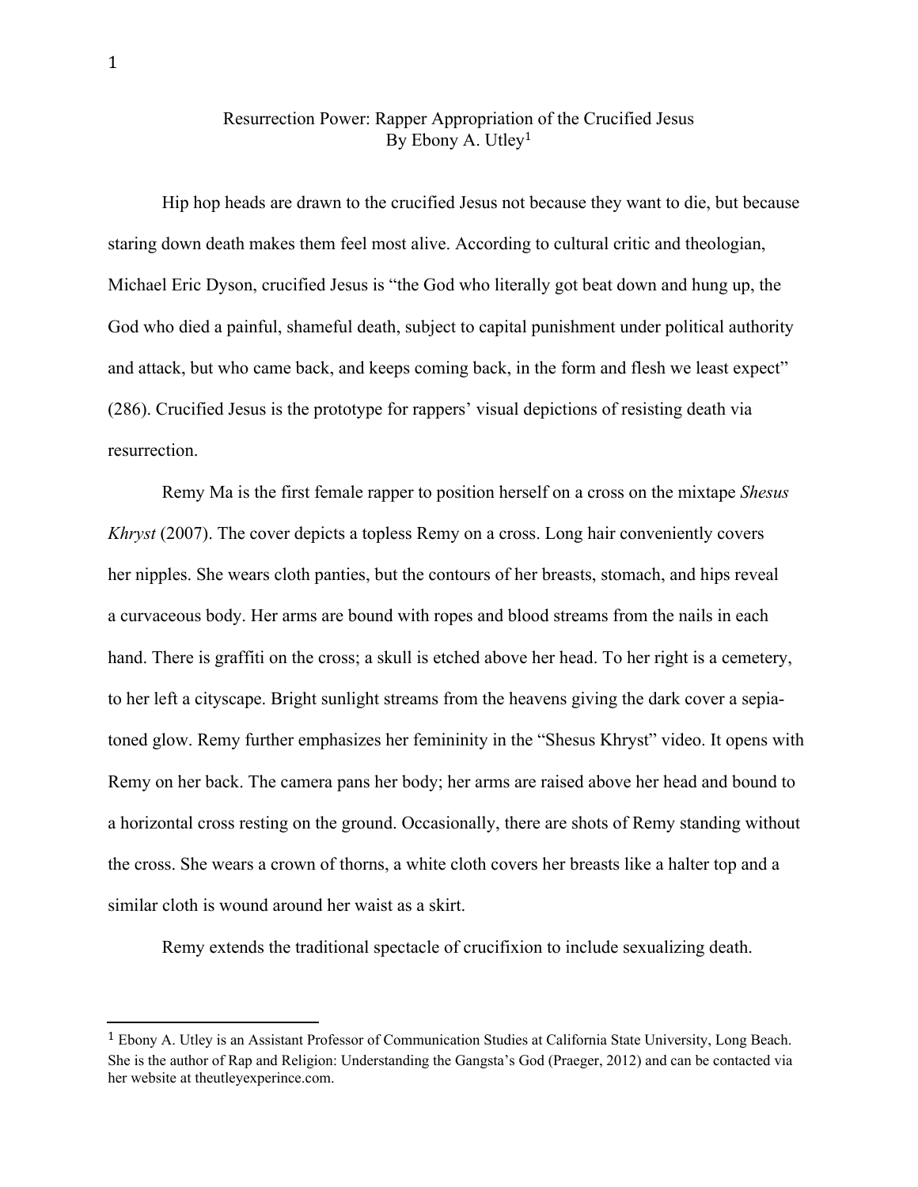# Resurrection Power: Rapper Appropriation of the Crucified Jesus

By Ebony A. Utley[1]

Hip hop heads are drawn to the crucified Jesus not because they want to die, but because staring down death makes them feel most alive. According to cultural critic and theologian, Michael Eric Dyson, crucified Jesus is "the God who literally got beat down and hung up, the God who died a painful, shameful death, subject to capital punishment under political authority and attack, but who came back, and keeps coming back, in the form and flesh we least expect" (286). Crucified Jesus is the prototype for rappers' visual depictions of resisting death via resurrection.

Remy Ma is the first female rapper to position herself on a cross on the mixtape *Shesus Khryst* (2007). The cover depicts a topless Remy on a cross. Long hair conveniently covers her nipples. She wears cloth panties, but the contours of her breasts, stomach, and hips reveal a curvaceous body. Her arms are bound with ropes and blood streams from the nails in each hand. There is graffiti on the cross; a skull is etched above her head. To her right is a cemetery, to her left a cityscape. Bright sunlight streams from the heavens giving the dark cover a sepia-toned glow. Remy further emphasizes her femininity in the "Shesus Khryst" video. It opens with Remy on her back. The camera pans her body; her arms are raised above her head and bound to a horizontal cross resting on the ground. Occasionally, there are shots of Remy standing without the cross. She wears a crown of thorns, a white cloth covers her breasts like a halter top and a similar cloth is wound around her waist as a skirt.

Remy extends the traditional spectacle of crucifixion to include sexualizing death.

---

[1] Ebony A. Utley is an Assistant Professor of Communication Studies at California State University, Long Beach. She is the author of Rap and Religion: Understanding the Gangsta's God (Praeger, 2012) and can be contacted via her website at theutleyexperince.com.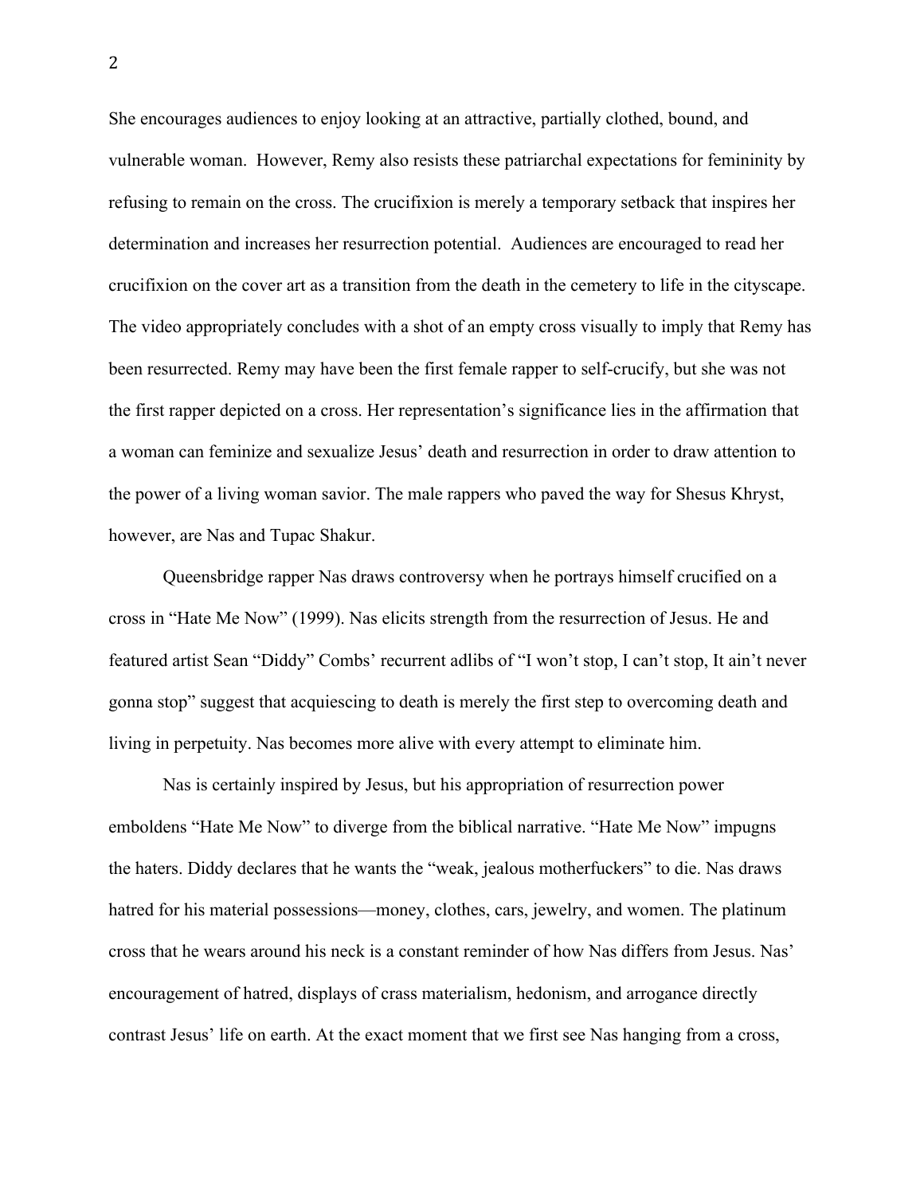She encourages audiences to enjoy looking at an attractive, partially clothed, bound, and vulnerable woman. However, Remy also resists these patriarchal expectations for femininity by refusing to remain on the cross. The crucifixion is merely a temporary setback that inspires her determination and increases her resurrection potential. Audiences are encouraged to read her crucifixion on the cover art as a transition from the death in the cemetery to life in the cityscape. The video appropriately concludes with a shot of an empty cross visually to imply that Remy has been resurrected. Remy may have been the first female rapper to self-crucify, but she was not the first rapper depicted on a cross. Her representation's significance lies in the affirmation that a woman can feminize and sexualize Jesus' death and resurrection in order to draw attention to the power of a living woman savior. The male rappers who paved the way for Shesus Khryst, however, are Nas and Tupac Shakur.

Queensbridge rapper Nas draws controversy when he portrays himself crucified on a cross in "Hate Me Now" (1999). Nas elicits strength from the resurrection of Jesus. He and featured artist Sean "Diddy" Combs' recurrent adlibs of "I won't stop, I can't stop, It ain't never gonna stop" suggest that acquiescing to death is merely the first step to overcoming death and living in perpetuity. Nas becomes more alive with every attempt to eliminate him.

Nas is certainly inspired by Jesus, but his appropriation of resurrection power emboldens "Hate Me Now" to diverge from the biblical narrative. "Hate Me Now" impugns the haters. Diddy declares that he wants the "weak, jealous motherfuckers" to die. Nas draws hatred for his material possessions—money, clothes, cars, jewelry, and women. The platinum cross that he wears around his neck is a constant reminder of how Nas differs from Jesus. Nas' encouragement of hatred, displays of crass materialism, hedonism, and arrogance directly contrast Jesus' life on earth. At the exact moment that we first see Nas hanging from a cross,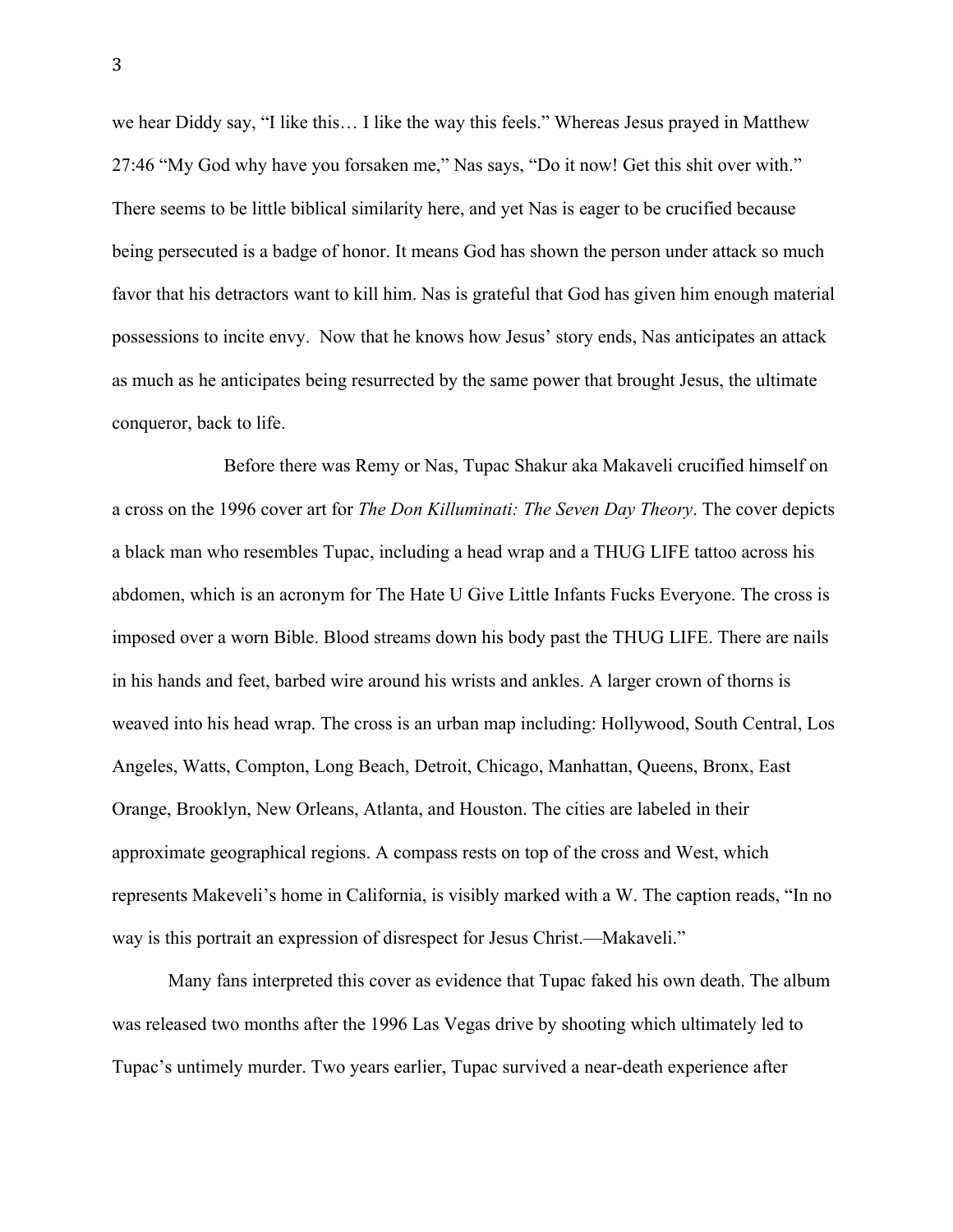we hear Diddy say, "I like this… I like the way this feels." Whereas Jesus prayed in Matthew 27:46 "My God why have you forsaken me," Nas says, "Do it now! Get this shit over with." There seems to be little biblical similarity here, and yet Nas is eager to be crucified because being persecuted is a badge of honor. It means God has shown the person under attack so much favor that his detractors want to kill him. Nas is grateful that God has given him enough material possessions to incite envy. Now that he knows how Jesus' story ends, Nas anticipates an attack as much as he anticipates being resurrected by the same power that brought Jesus, the ultimate conqueror, back to life.

Before there was Remy or Nas, Tupac Shakur aka Makaveli crucified himself on a cross on the 1996 cover art for *The Don Killuminati: The Seven Day Theory*. The cover depicts a black man who resembles Tupac, including a head wrap and a THUG LIFE tattoo across his abdomen, which is an acronym for The Hate U Give Little Infants Fucks Everyone. The cross is imposed over a worn Bible. Blood streams down his body past the THUG LIFE. There are nails in his hands and feet, barbed wire around his wrists and ankles. A larger crown of thorns is weaved into his head wrap. The cross is an urban map including: Hollywood, South Central, Los Angeles, Watts, Compton, Long Beach, Detroit, Chicago, Manhattan, Queens, Bronx, East Orange, Brooklyn, New Orleans, Atlanta, and Houston. The cities are labeled in their approximate geographical regions. A compass rests on top of the cross and West, which represents Makeveli's home in California, is visibly marked with a W. The caption reads, "In no way is this portrait an expression of disrespect for Jesus Christ.—Makaveli."

Many fans interpreted this cover as evidence that Tupac faked his own death. The album was released two months after the 1996 Las Vegas drive by shooting which ultimately led to Tupac's untimely murder. Two years earlier, Tupac survived a near-death experience after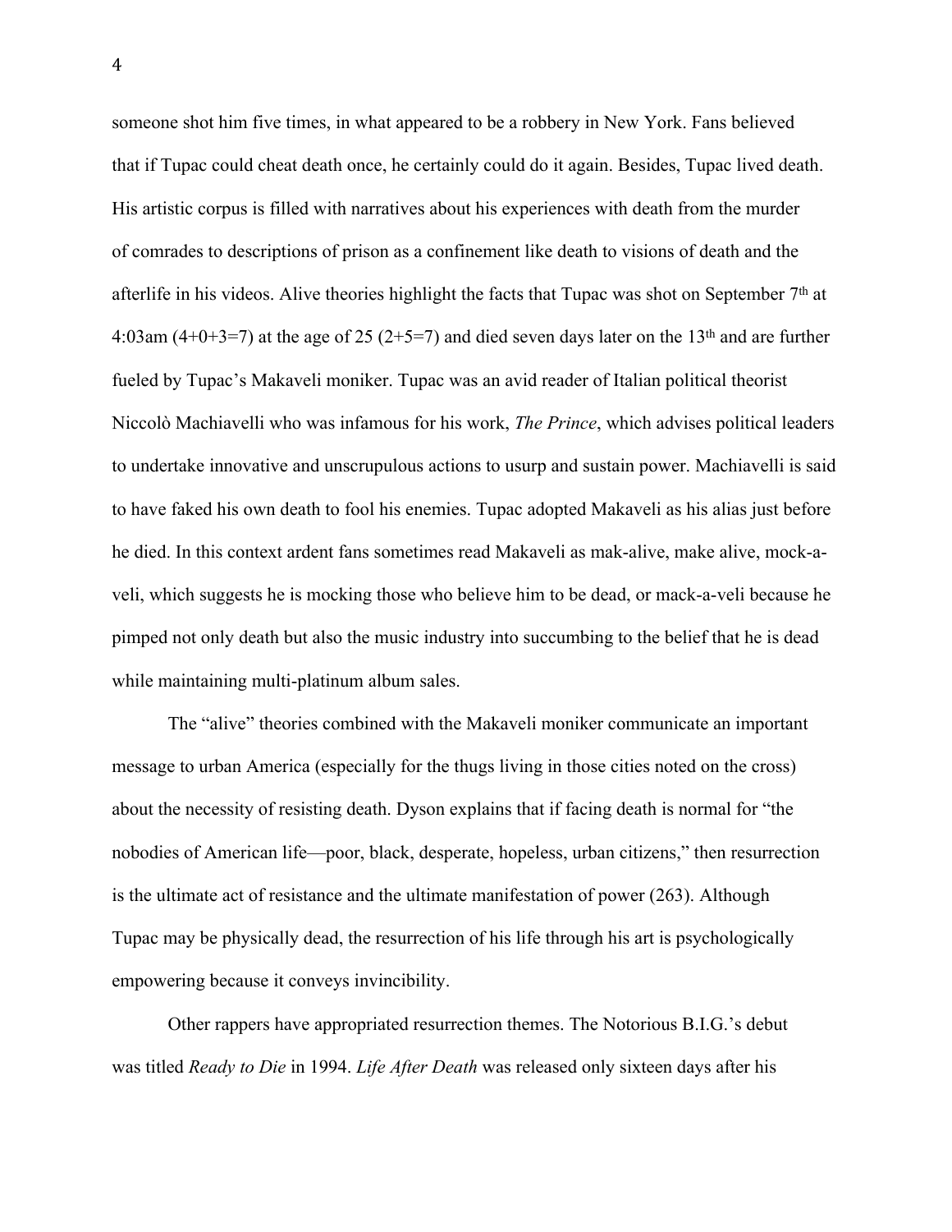someone shot him five times, in what appeared to be a robbery in New York. Fans believed that if Tupac could cheat death once, he certainly could do it again. Besides, Tupac lived death. His artistic corpus is filled with narratives about his experiences with death from the murder of comrades to descriptions of prison as a confinement like death to visions of death and the afterlife in his videos. Alive theories highlight the facts that Tupac was shot on September 7th at 4:03am (4+0+3=7) at the age of 25 (2+5=7) and died seven days later on the 13th and are further fueled by Tupac's Makaveli moniker. Tupac was an avid reader of Italian political theorist Niccolò Machiavelli who was infamous for his work, *The Prince*, which advises political leaders to undertake innovative and unscrupulous actions to usurp and sustain power. Machiavelli is said to have faked his own death to fool his enemies. Tupac adopted Makaveli as his alias just before he died. In this context ardent fans sometimes read Makaveli as mak-alive, make alive, mock-a-veli, which suggests he is mocking those who believe him to be dead, or mack-a-veli because he pimped not only death but also the music industry into succumbing to the belief that he is dead while maintaining multi-platinum album sales.

The "alive" theories combined with the Makaveli moniker communicate an important message to urban America (especially for the thugs living in those cities noted on the cross) about the necessity of resisting death. Dyson explains that if facing death is normal for "the nobodies of American life—poor, black, desperate, hopeless, urban citizens," then resurrection is the ultimate act of resistance and the ultimate manifestation of power (263). Although Tupac may be physically dead, the resurrection of his life through his art is psychologically empowering because it conveys invincibility.

Other rappers have appropriated resurrection themes. The Notorious B.I.G.'s debut was titled *Ready to Die* in 1994. *Life After Death* was released only sixteen days after his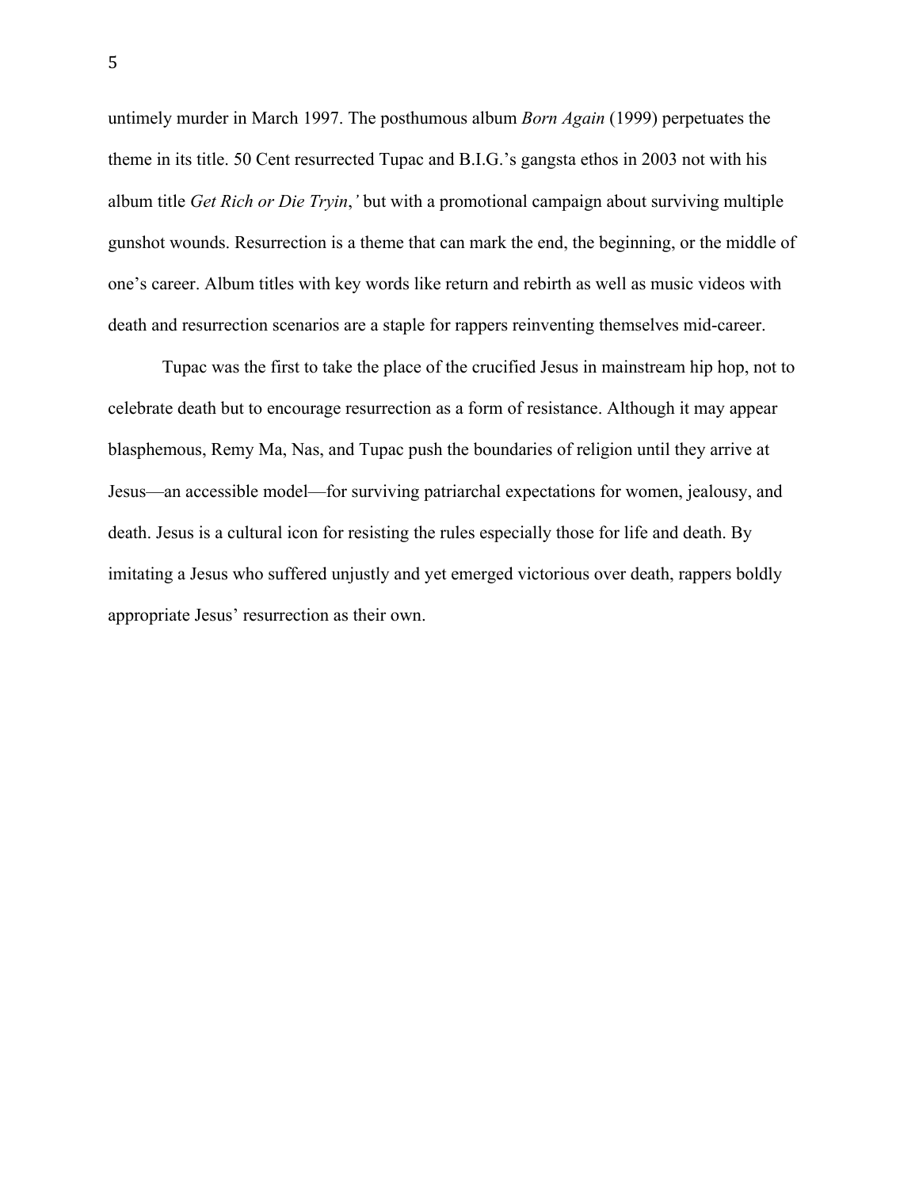untimely murder in March 1997. The posthumous album *Born Again* (1999) perpetuates the theme in its title. 50 Cent resurrected Tupac and B.I.G.'s gangsta ethos in 2003 not with his album title *Get Rich or Die Tryin*,*'* but with a promotional campaign about surviving multiple gunshot wounds. Resurrection is a theme that can mark the end, the beginning, or the middle of one's career. Album titles with key words like return and rebirth as well as music videos with death and resurrection scenarios are a staple for rappers reinventing themselves mid-career.

Tupac was the first to take the place of the crucified Jesus in mainstream hip hop, not to celebrate death but to encourage resurrection as a form of resistance. Although it may appear blasphemous, Remy Ma, Nas, and Tupac push the boundaries of religion until they arrive at Jesus—an accessible model—for surviving patriarchal expectations for women, jealousy, and death. Jesus is a cultural icon for resisting the rules especially those for life and death. By imitating a Jesus who suffered unjustly and yet emerged victorious over death, rappers boldly appropriate Jesus' resurrection as their own.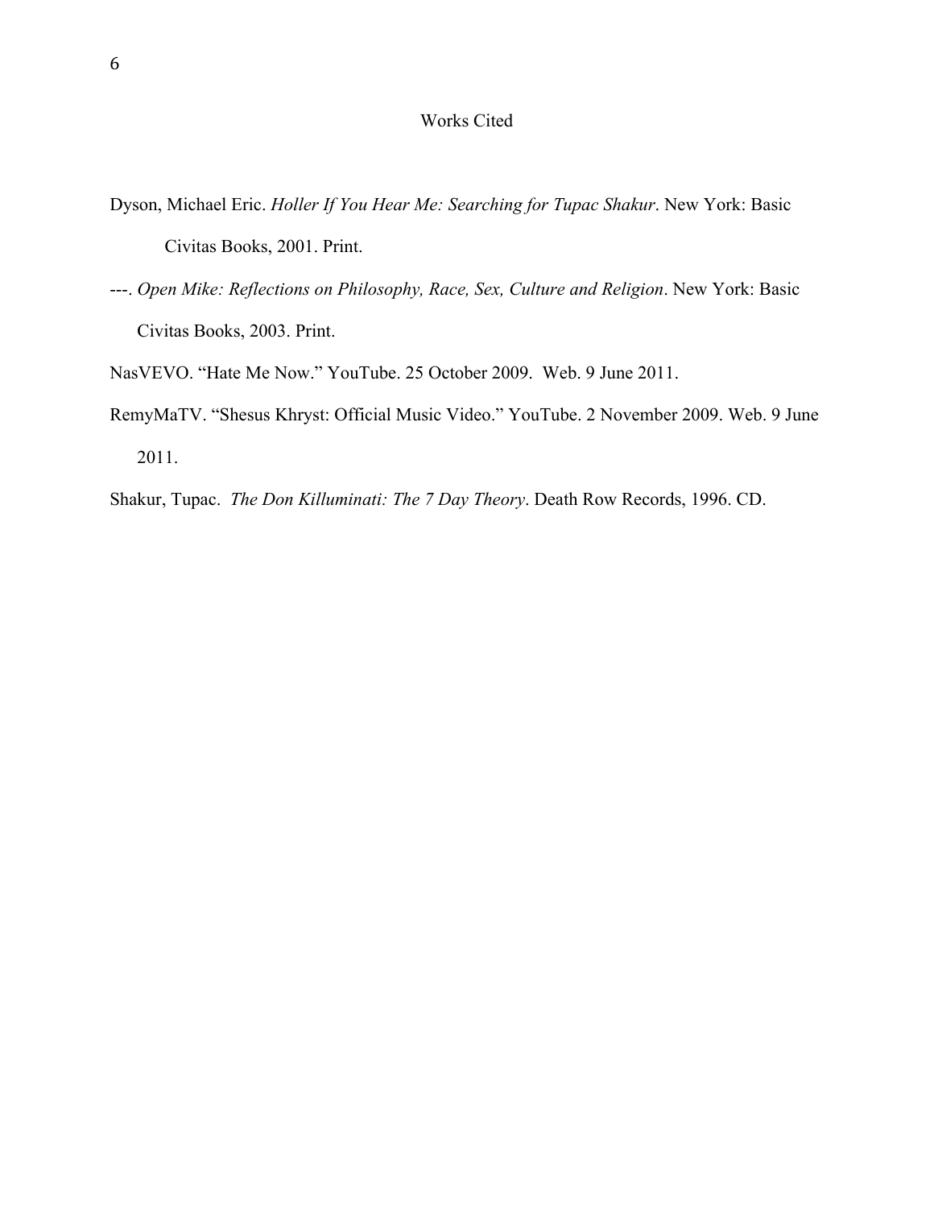# Works Cited

Dyson, Michael Eric. *Holler If You Hear Me: Searching for Tupac Shakur*. New York: Basic Civitas Books, 2001. Print.

---. *Open Mike: Reflections on Philosophy, Race, Sex, Culture and Religion*. New York: Basic Civitas Books, 2003. Print.

NasVEVO. “Hate Me Now.” YouTube. 25 October 2009. Web. 9 June 2011.

RemyMaTV. “Shesus Khryst: Official Music Video.” YouTube. 2 November 2009. Web. 9 June 2011.

Shakur, Tupac. *The Don Killuminati: The 7 Day Theory*. Death Row Records, 1996. CD.